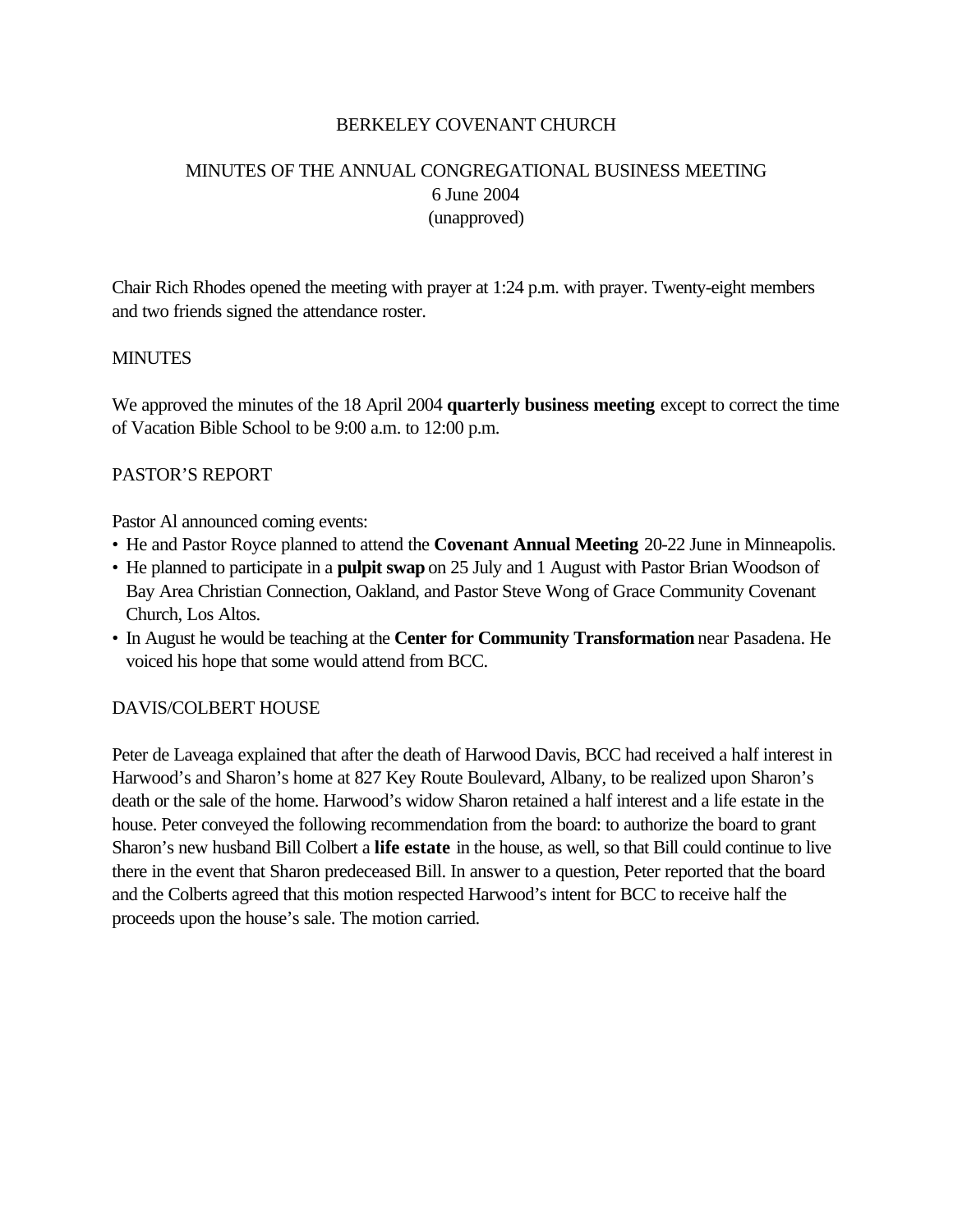BERKELEY COVENANT CHURCH

MINUTES OF THE ANNUAL CONGREGATIONAL BUSINESS MEETING
6 June 2004
(unapproved)

Chair Rich Rhodes opened the meeting with prayer at 1:24 p.m. with prayer. Twenty-eight members and two friends signed the attendance roster.

MINUTES

We approved the minutes of the 18 April 2004 **quarterly business meeting** except to correct the time of Vacation Bible School to be 9:00 a.m. to 12:00 p.m.

PASTOR'S REPORT

Pastor Al announced coming events:

- He and Pastor Royce planned to attend the **Covenant Annual Meeting** 20-22 June in Minneapolis.
- He planned to participate in a **pulpit swap** on 25 July and 1 August with Pastor Brian Woodson of Bay Area Christian Connection, Oakland, and Pastor Steve Wong of Grace Community Covenant Church, Los Altos.
- In August he would be teaching at the **Center for Community Transformation** near Pasadena. He voiced his hope that some would attend from BCC.

DAVIS/COLBERT HOUSE

Peter de Laveaga explained that after the death of Harwood Davis, BCC had received a half interest in Harwood's and Sharon's home at 827 Key Route Boulevard, Albany, to be realized upon Sharon's death or the sale of the home. Harwood's widow Sharon retained a half interest and a life estate in the house. Peter conveyed the following recommendation from the board: to authorize the board to grant Sharon's new husband Bill Colbert a **life estate** in the house, as well, so that Bill could continue to live there in the event that Sharon predeceased Bill. In answer to a question, Peter reported that the board and the Colberts agreed that this motion respected Harwood's intent for BCC to receive half the proceeds upon the house's sale. The motion carried.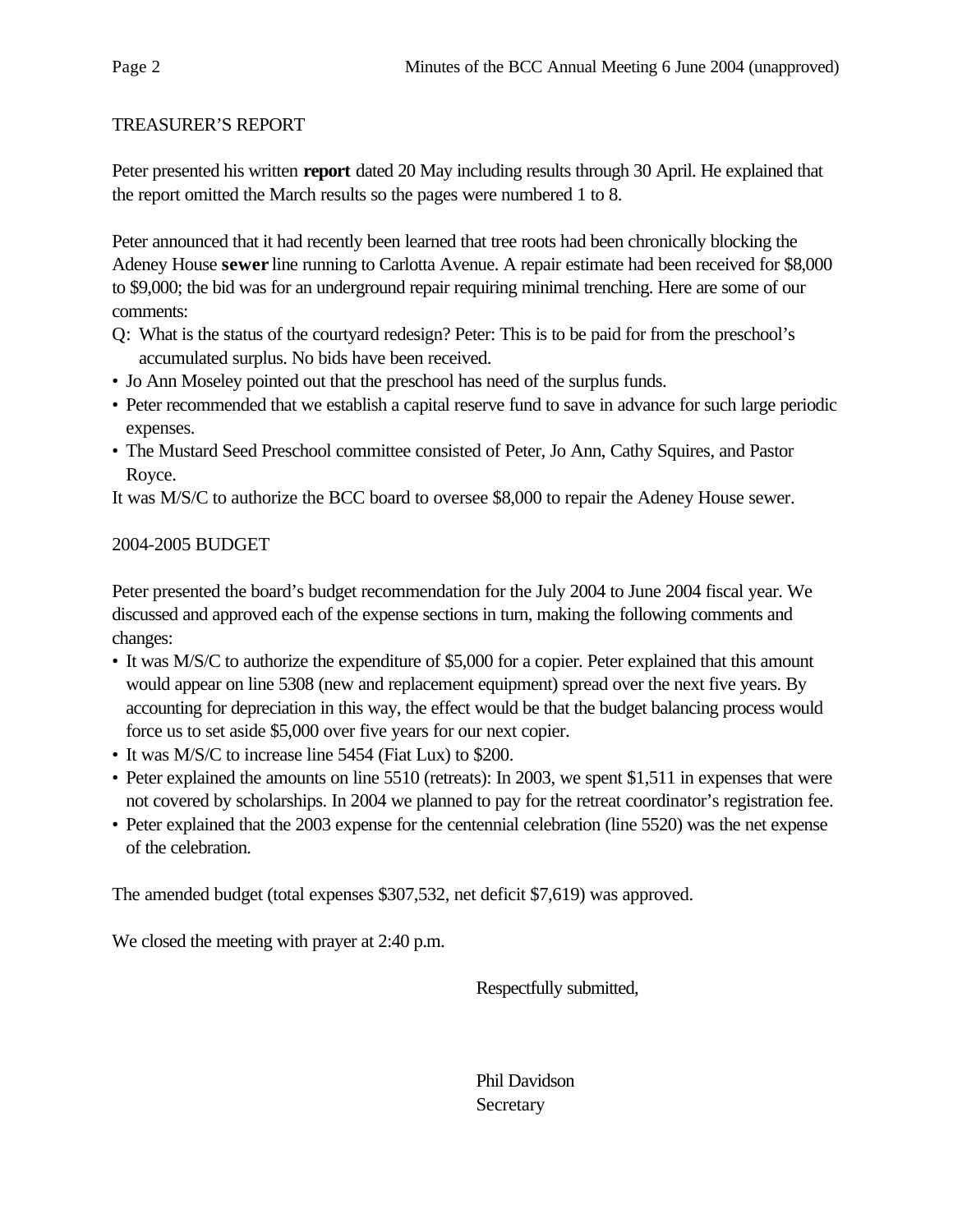TREASURER'S REPORT

Peter presented his written **report** dated 20 May including results through 30 April. He explained that the report omitted the March results so the pages were numbered 1 to 8.

Peter announced that it had recently been learned that tree roots had been chronically blocking the Adeney House **sewer** line running to Carlotta Avenue. A repair estimate had been received for $8,000 to $9,000; the bid was for an underground repair requiring minimal trenching. Here are some of our comments:

- Q: What is the status of the courtyard redesign? Peter: This is to be paid for from the preschool's accumulated surplus. No bids have been received.
- Jo Ann Moseley pointed out that the preschool has need of the surplus funds.
- Peter recommended that we establish a capital reserve fund to save in advance for such large periodic expenses.
- The Mustard Seed Preschool committee consisted of Peter, Jo Ann, Cathy Squires, and Pastor Royce.

It was M/S/C to authorize the BCC board to oversee $8,000 to repair the Adeney House sewer.

2004-2005 BUDGET

Peter presented the board's budget recommendation for the July 2004 to June 2004 fiscal year. We discussed and approved each of the expense sections in turn, making the following comments and changes:

- It was M/S/C to authorize the expenditure of $5,000 for a copier. Peter explained that this amount would appear on line 5308 (new and replacement equipment) spread over the next five years. By accounting for depreciation in this way, the effect would be that the budget balancing process would force us to set aside $5,000 over five years for our next copier.
- It was M/S/C to increase line 5454 (Fiat Lux) to $200.
- Peter explained the amounts on line 5510 (retreats): In 2003, we spent $1,511 in expenses that were not covered by scholarships. In 2004 we planned to pay for the retreat coordinator's registration fee.
- Peter explained that the 2003 expense for the centennial celebration (line 5520) was the net expense of the celebration.

The amended budget (total expenses $307,532, net deficit $7,619) was approved.

We closed the meeting with prayer at 2:40 p.m.

Respectfully submitted,

Phil Davidson
Secretary